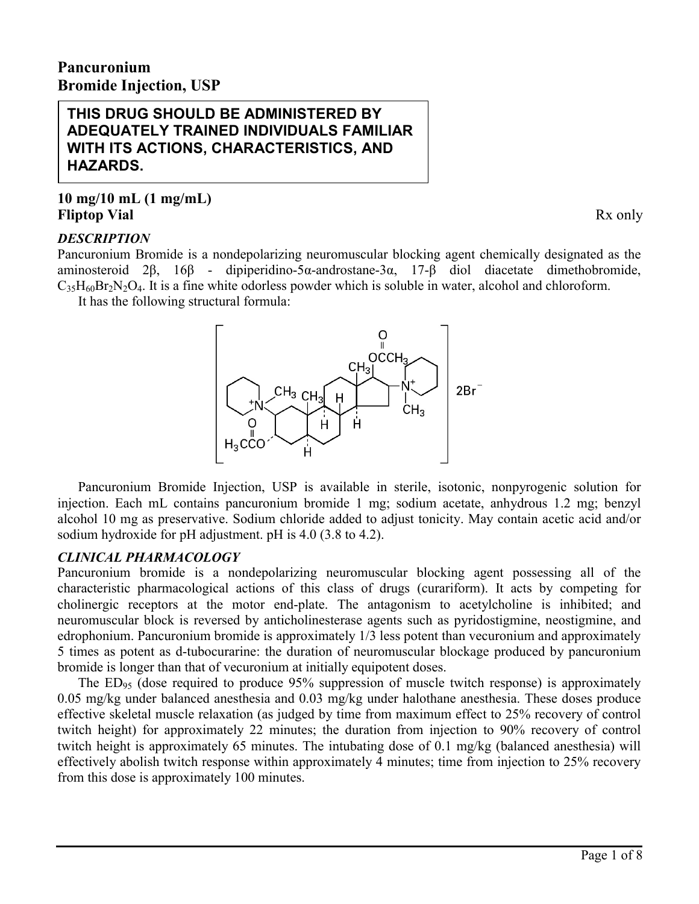# Pancuronium Bromide Injection, USP

**THIS DRUG SHOULD BE ADMINISTERED BY ADEQUATELY TRAINED INDIVIDUALS FAMILIAR WITH ITS ACTIONS, CHARACTERISTICS, AND HAZARDS.**

**10 mg/10 mL (1 mg/mL)**
**Fliptop Vial**

Rx only

## *DESCRIPTION*

Pancuronium Bromide is a nondepolarizing neuromuscular blocking agent chemically designated as the aminosteroid 2β, 16β - dipiperidino-5α-androstane-3α, 17-β diol diacetate dimethobromide, $C_{35}H_{60}Br_2N_2O_4$. It is a fine white odorless powder which is soluble in water, alcohol and chloroform.

It has the following structural formula:

Pancuronium Bromide Injection, USP is available in sterile, isotonic, nonpyrogenic solution for injection. Each mL contains pancuronium bromide 1 mg; sodium acetate, anhydrous 1.2 mg; benzyl alcohol 10 mg as preservative. Sodium chloride added to adjust tonicity. May contain acetic acid and/or sodium hydroxide for pH adjustment. pH is 4.0 (3.8 to 4.2).

## *CLINICAL PHARMACOLOGY*

Pancuronium bromide is a nondepolarizing neuromuscular blocking agent possessing all of the characteristic pharmacological actions of this class of drugs (curariform). It acts by competing for cholinergic receptors at the motor end-plate. The antagonism to acetylcholine is inhibited; and neuromuscular block is reversed by anticholinesterase agents such as pyridostigmine, neostigmine, and edrophonium. Pancuronium bromide is approximately 1/3 less potent than vecuronium and approximately 5 times as potent as d-tubocurarine: the duration of neuromuscular blockage produced by pancuronium bromide is longer than that of vecuronium at initially equipotent doses.

The $ED_{95}$ (dose required to produce 95% suppression of muscle twitch response) is approximately 0.05 mg/kg under balanced anesthesia and 0.03 mg/kg under halothane anesthesia. These doses produce effective skeletal muscle relaxation (as judged by time from maximum effect to 25% recovery of control twitch height) for approximately 22 minutes; the duration from injection to 90% recovery of control twitch height is approximately 65 minutes. The intubating dose of 0.1 mg/kg (balanced anesthesia) will effectively abolish twitch response within approximately 4 minutes; time from injection to 25% recovery from this dose is approximately 100 minutes.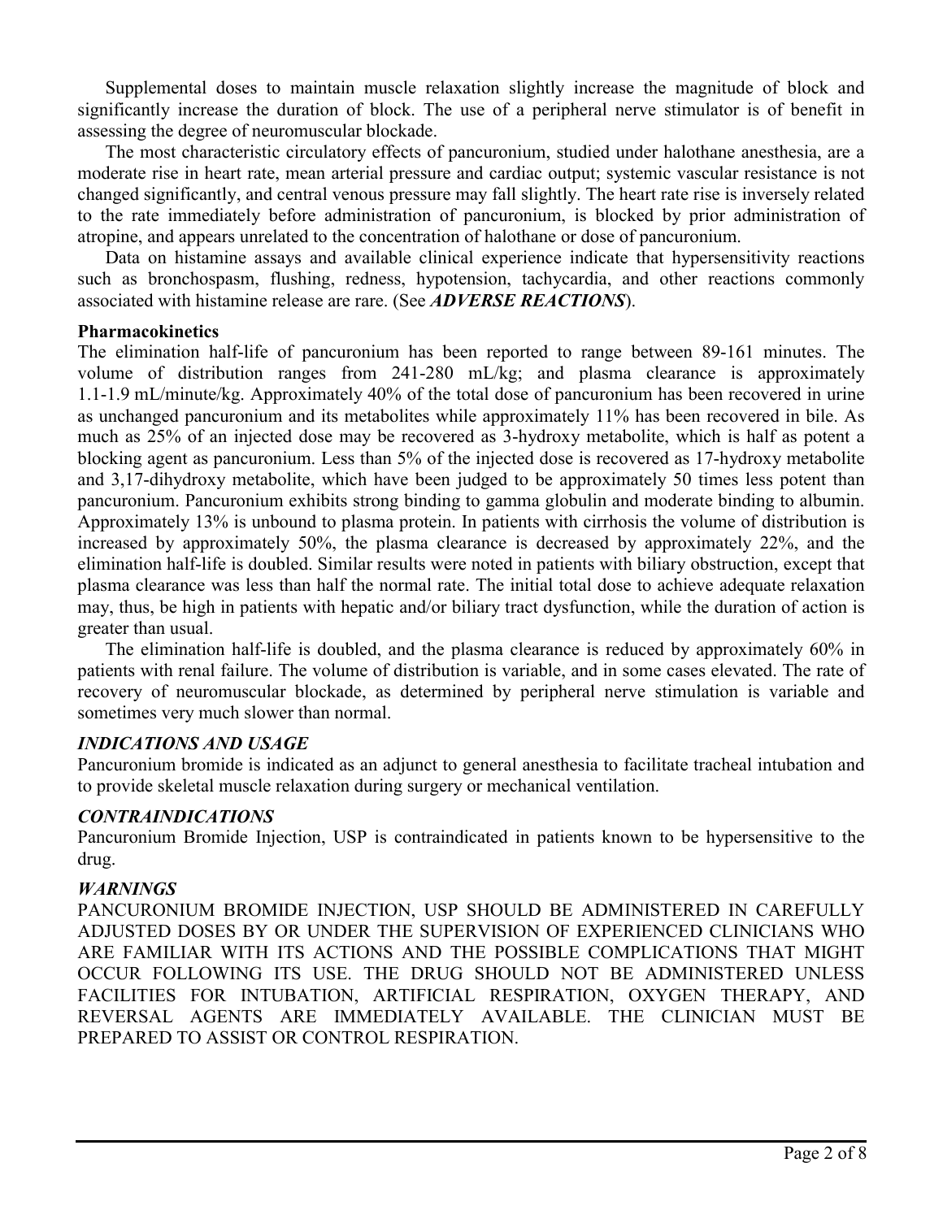Supplemental doses to maintain muscle relaxation slightly increase the magnitude of block and significantly increase the duration of block. The use of a peripheral nerve stimulator is of benefit in assessing the degree of neuromuscular blockade.

The most characteristic circulatory effects of pancuronium, studied under halothane anesthesia, are a moderate rise in heart rate, mean arterial pressure and cardiac output; systemic vascular resistance is not changed significantly, and central venous pressure may fall slightly. The heart rate rise is inversely related to the rate immediately before administration of pancuronium, is blocked by prior administration of atropine, and appears unrelated to the concentration of halothane or dose of pancuronium.

Data on histamine assays and available clinical experience indicate that hypersensitivity reactions such as bronchospasm, flushing, redness, hypotension, tachycardia, and other reactions commonly associated with histamine release are rare. (See ***ADVERSE REACTIONS***).

**Pharmacokinetics**

The elimination half-life of pancuronium has been reported to range between 89-161 minutes. The volume of distribution ranges from 241-280 mL/kg; and plasma clearance is approximately 1.1-1.9 mL/minute/kg. Approximately 40% of the total dose of pancuronium has been recovered in urine as unchanged pancuronium and its metabolites while approximately 11% has been recovered in bile. As much as 25% of an injected dose may be recovered as 3-hydroxy metabolite, which is half as potent a blocking agent as pancuronium. Less than 5% of the injected dose is recovered as 17-hydroxy metabolite and 3,17-dihydroxy metabolite, which have been judged to be approximately 50 times less potent than pancuronium. Pancuronium exhibits strong binding to gamma globulin and moderate binding to albumin. Approximately 13% is unbound to plasma protein. In patients with cirrhosis the volume of distribution is increased by approximately 50%, the plasma clearance is decreased by approximately 22%, and the elimination half-life is doubled. Similar results were noted in patients with biliary obstruction, except that plasma clearance was less than half the normal rate. The initial total dose to achieve adequate relaxation may, thus, be high in patients with hepatic and/or biliary tract dysfunction, while the duration of action is greater than usual.

The elimination half-life is doubled, and the plasma clearance is reduced by approximately 60% in patients with renal failure. The volume of distribution is variable, and in some cases elevated. The rate of recovery of neuromuscular blockade, as determined by peripheral nerve stimulation is variable and sometimes very much slower than normal.

## *INDICATIONS AND USAGE*

Pancuronium bromide is indicated as an adjunct to general anesthesia to facilitate tracheal intubation and to provide skeletal muscle relaxation during surgery or mechanical ventilation.

## *CONTRAINDICATIONS*

Pancuronium Bromide Injection, USP is contraindicated in patients known to be hypersensitive to the drug.

## *WARNINGS*

PANCURONIUM BROMIDE INJECTION, USP SHOULD BE ADMINISTERED IN CAREFULLY ADJUSTED DOSES BY OR UNDER THE SUPERVISION OF EXPERIENCED CLINICIANS WHO ARE FAMILIAR WITH ITS ACTIONS AND THE POSSIBLE COMPLICATIONS THAT MIGHT OCCUR FOLLOWING ITS USE. THE DRUG SHOULD NOT BE ADMINISTERED UNLESS FACILITIES FOR INTUBATION, ARTIFICIAL RESPIRATION, OXYGEN THERAPY, AND REVERSAL AGENTS ARE IMMEDIATELY AVAILABLE. THE CLINICIAN MUST BE PREPARED TO ASSIST OR CONTROL RESPIRATION.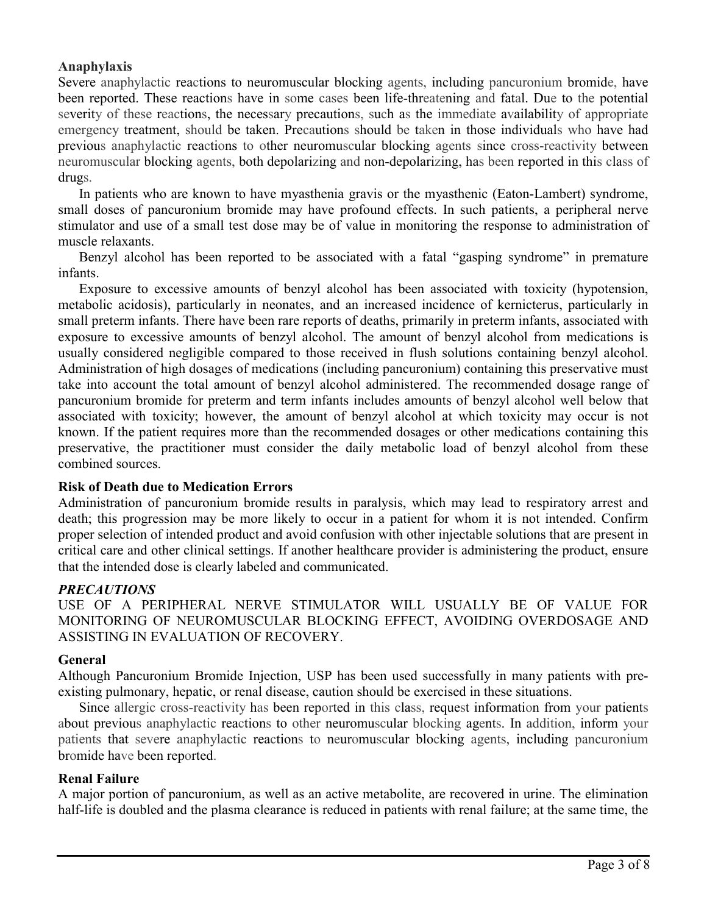**Anaphylaxis**

Severe anaphylactic reactions to neuromuscular blocking agents, including pancuronium bromide, have been reported. These reactions have in some cases been life-threatening and fatal. Due to the potential severity of these reactions, the necessary precautions, such as the immediate availability of appropriate emergency treatment, should be taken. Precautions should be taken in those individuals who have had previous anaphylactic reactions to other neuromuscular blocking agents since cross-reactivity between neuromuscular blocking agents, both depolarizing and non-depolarizing, has been reported in this class of drugs.

In patients who are known to have myasthenia gravis or the myasthenic (Eaton-Lambert) syndrome, small doses of pancuronium bromide may have profound effects. In such patients, a peripheral nerve stimulator and use of a small test dose may be of value in monitoring the response to administration of muscle relaxants.

Benzyl alcohol has been reported to be associated with a fatal "gasping syndrome" in premature infants.

Exposure to excessive amounts of benzyl alcohol has been associated with toxicity (hypotension, metabolic acidosis), particularly in neonates, and an increased incidence of kernicterus, particularly in small preterm infants. There have been rare reports of deaths, primarily in preterm infants, associated with exposure to excessive amounts of benzyl alcohol. The amount of benzyl alcohol from medications is usually considered negligible compared to those received in flush solutions containing benzyl alcohol. Administration of high dosages of medications (including pancuronium) containing this preservative must take into account the total amount of benzyl alcohol administered. The recommended dosage range of pancuronium bromide for preterm and term infants includes amounts of benzyl alcohol well below that associated with toxicity; however, the amount of benzyl alcohol at which toxicity may occur is not known. If the patient requires more than the recommended dosages or other medications containing this preservative, the practitioner must consider the daily metabolic load of benzyl alcohol from these combined sources.

**Risk of Death due to Medication Errors**

Administration of pancuronium bromide results in paralysis, which may lead to respiratory arrest and death; this progression may be more likely to occur in a patient for whom it is not intended. Confirm proper selection of intended product and avoid confusion with other injectable solutions that are present in critical care and other clinical settings. If another healthcare provider is administering the product, ensure that the intended dose is clearly labeled and communicated.

***PRECAUTIONS***

USE OF A PERIPHERAL NERVE STIMULATOR WILL USUALLY BE OF VALUE FOR MONITORING OF NEUROMUSCULAR BLOCKING EFFECT, AVOIDING OVERDOSAGE AND ASSISTING IN EVALUATION OF RECOVERY.

**General**

Although Pancuronium Bromide Injection, USP has been used successfully in many patients with pre-existing pulmonary, hepatic, or renal disease, caution should be exercised in these situations.

Since allergic cross-reactivity has been reported in this class, request information from your patients about previous anaphylactic reactions to other neuromuscular blocking agents. In addition, inform your patients that severe anaphylactic reactions to neuromuscular blocking agents, including pancuronium bromide have been reported.

**Renal Failure**

A major portion of pancuronium, as well as an active metabolite, are recovered in urine. The elimination half-life is doubled and the plasma clearance is reduced in patients with renal failure; at the same time, the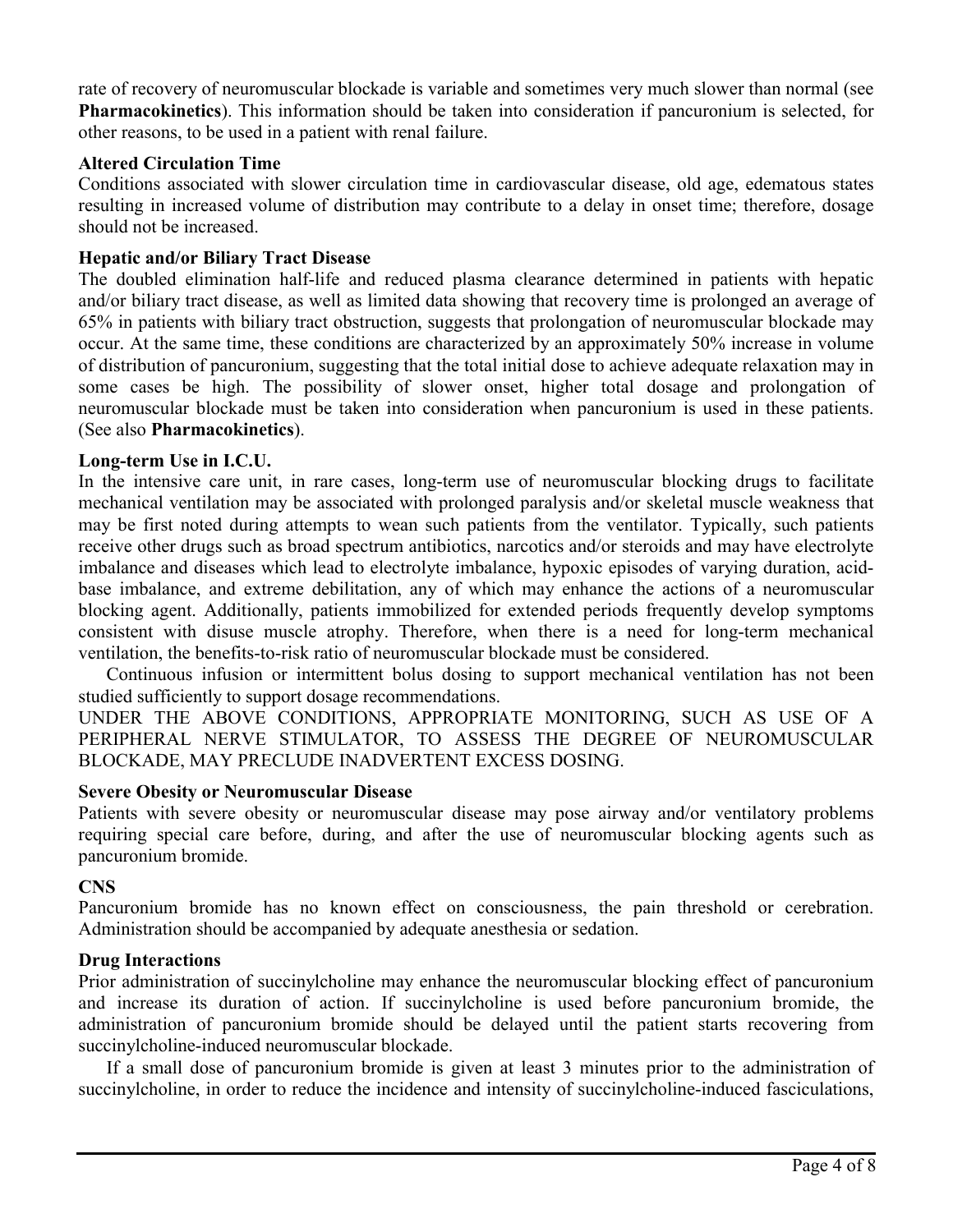rate of recovery of neuromuscular blockade is variable and sometimes very much slower than normal (see **Pharmacokinetics**). This information should be taken into consideration if pancuronium is selected, for other reasons, to be used in a patient with renal failure.

**Altered Circulation Time**

Conditions associated with slower circulation time in cardiovascular disease, old age, edematous states resulting in increased volume of distribution may contribute to a delay in onset time; therefore, dosage should not be increased.

**Hepatic and/or Biliary Tract Disease**

The doubled elimination half-life and reduced plasma clearance determined in patients with hepatic and/or biliary tract disease, as well as limited data showing that recovery time is prolonged an average of 65% in patients with biliary tract obstruction, suggests that prolongation of neuromuscular blockade may occur. At the same time, these conditions are characterized by an approximately 50% increase in volume of distribution of pancuronium, suggesting that the total initial dose to achieve adequate relaxation may in some cases be high. The possibility of slower onset, higher total dosage and prolongation of neuromuscular blockade must be taken into consideration when pancuronium is used in these patients. (See also **Pharmacokinetics**).

**Long-term Use in I.C.U.**

In the intensive care unit, in rare cases, long-term use of neuromuscular blocking drugs to facilitate mechanical ventilation may be associated with prolonged paralysis and/or skeletal muscle weakness that may be first noted during attempts to wean such patients from the ventilator. Typically, such patients receive other drugs such as broad spectrum antibiotics, narcotics and/or steroids and may have electrolyte imbalance and diseases which lead to electrolyte imbalance, hypoxic episodes of varying duration, acid-base imbalance, and extreme debilitation, any of which may enhance the actions of a neuromuscular blocking agent. Additionally, patients immobilized for extended periods frequently develop symptoms consistent with disuse muscle atrophy. Therefore, when there is a need for long-term mechanical ventilation, the benefits-to-risk ratio of neuromuscular blockade must be considered.

Continuous infusion or intermittent bolus dosing to support mechanical ventilation has not been studied sufficiently to support dosage recommendations.

UNDER THE ABOVE CONDITIONS, APPROPRIATE MONITORING, SUCH AS USE OF A PERIPHERAL NERVE STIMULATOR, TO ASSESS THE DEGREE OF NEUROMUSCULAR BLOCKADE, MAY PRECLUDE INADVERTENT EXCESS DOSING.

**Severe Obesity or Neuromuscular Disease**

Patients with severe obesity or neuromuscular disease may pose airway and/or ventilatory problems requiring special care before, during, and after the use of neuromuscular blocking agents such as pancuronium bromide.

**CNS**

Pancuronium bromide has no known effect on consciousness, the pain threshold or cerebration. Administration should be accompanied by adequate anesthesia or sedation.

**Drug Interactions**

Prior administration of succinylcholine may enhance the neuromuscular blocking effect of pancuronium and increase its duration of action. If succinylcholine is used before pancuronium bromide, the administration of pancuronium bromide should be delayed until the patient starts recovering from succinylcholine-induced neuromuscular blockade.

If a small dose of pancuronium bromide is given at least 3 minutes prior to the administration of succinylcholine, in order to reduce the incidence and intensity of succinylcholine-induced fasciculations,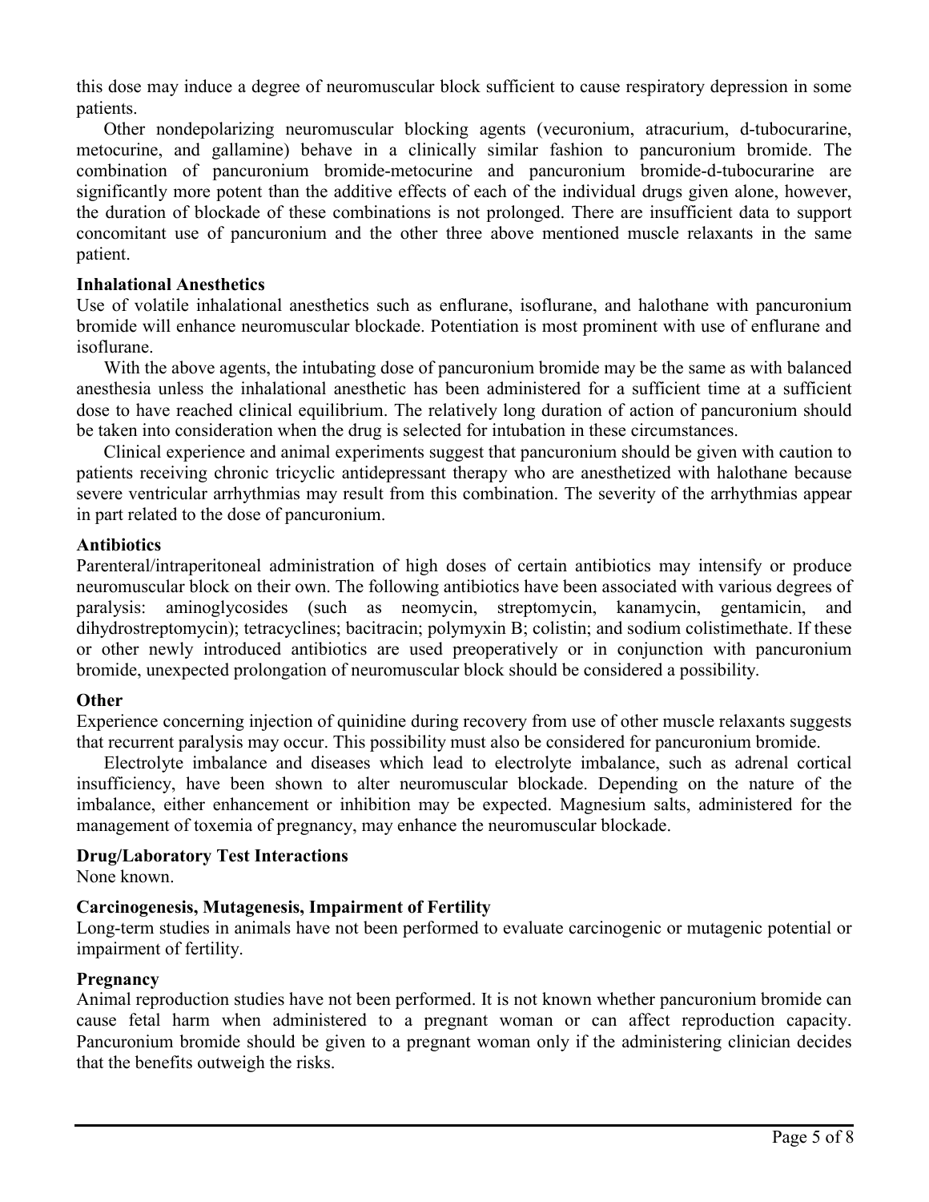this dose may induce a degree of neuromuscular block sufficient to cause respiratory depression in some patients.

Other nondepolarizing neuromuscular blocking agents (vecuronium, atracurium, d-tubocurarine, metocurine, and gallamine) behave in a clinically similar fashion to pancuronium bromide. The combination of pancuronium bromide-metocurine and pancuronium bromide-d-tubocurarine are significantly more potent than the additive effects of each of the individual drugs given alone, however, the duration of blockade of these combinations is not prolonged. There are insufficient data to support concomitant use of pancuronium and the other three above mentioned muscle relaxants in the same patient.

**Inhalational Anesthetics**

Use of volatile inhalational anesthetics such as enflurane, isoflurane, and halothane with pancuronium bromide will enhance neuromuscular blockade. Potentiation is most prominent with use of enflurane and isoflurane.

With the above agents, the intubating dose of pancuronium bromide may be the same as with balanced anesthesia unless the inhalational anesthetic has been administered for a sufficient time at a sufficient dose to have reached clinical equilibrium. The relatively long duration of action of pancuronium should be taken into consideration when the drug is selected for intubation in these circumstances.

Clinical experience and animal experiments suggest that pancuronium should be given with caution to patients receiving chronic tricyclic antidepressant therapy who are anesthetized with halothane because severe ventricular arrhythmias may result from this combination. The severity of the arrhythmias appear in part related to the dose of pancuronium.

**Antibiotics**

Parenteral/intraperitoneal administration of high doses of certain antibiotics may intensify or produce neuromuscular block on their own. The following antibiotics have been associated with various degrees of paralysis: aminoglycosides (such as neomycin, streptomycin, kanamycin, gentamicin, and dihydrostreptomycin); tetracyclines; bacitracin; polymyxin B; colistin; and sodium colistimethate. If these or other newly introduced antibiotics are used preoperatively or in conjunction with pancuronium bromide, unexpected prolongation of neuromuscular block should be considered a possibility.

**Other**

Experience concerning injection of quinidine during recovery from use of other muscle relaxants suggests that recurrent paralysis may occur. This possibility must also be considered for pancuronium bromide.

Electrolyte imbalance and diseases which lead to electrolyte imbalance, such as adrenal cortical insufficiency, have been shown to alter neuromuscular blockade. Depending on the nature of the imbalance, either enhancement or inhibition may be expected. Magnesium salts, administered for the management of toxemia of pregnancy, may enhance the neuromuscular blockade.

**Drug/Laboratory Test Interactions**

None known.

**Carcinogenesis, Mutagenesis, Impairment of Fertility**

Long-term studies in animals have not been performed to evaluate carcinogenic or mutagenic potential or impairment of fertility.

**Pregnancy**

Animal reproduction studies have not been performed. It is not known whether pancuronium bromide can cause fetal harm when administered to a pregnant woman or can affect reproduction capacity. Pancuronium bromide should be given to a pregnant woman only if the administering clinician decides that the benefits outweigh the risks.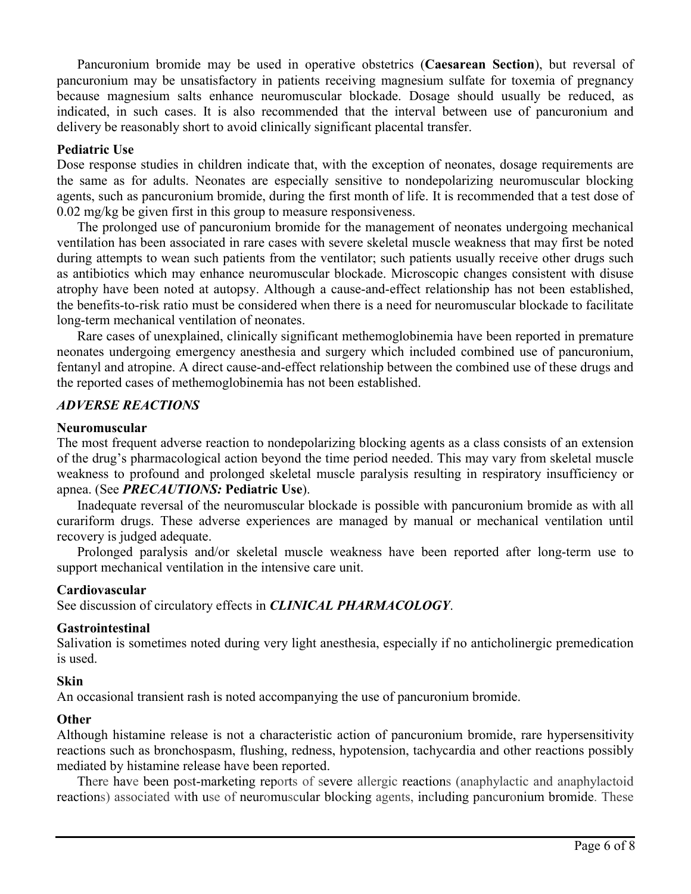Pancuronium bromide may be used in operative obstetrics (**Caesarean Section**), but reversal of pancuronium may be unsatisfactory in patients receiving magnesium sulfate for toxemia of pregnancy because magnesium salts enhance neuromuscular blockade. Dosage should usually be reduced, as indicated, in such cases. It is also recommended that the interval between use of pancuronium and delivery be reasonably short to avoid clinically significant placental transfer.

**Pediatric Use**

Dose response studies in children indicate that, with the exception of neonates, dosage requirements are the same as for adults. Neonates are especially sensitive to nondepolarizing neuromuscular blocking agents, such as pancuronium bromide, during the first month of life. It is recommended that a test dose of 0.02 mg/kg be given first in this group to measure responsiveness.

The prolonged use of pancuronium bromide for the management of neonates undergoing mechanical ventilation has been associated in rare cases with severe skeletal muscle weakness that may first be noted during attempts to wean such patients from the ventilator; such patients usually receive other drugs such as antibiotics which may enhance neuromuscular blockade. Microscopic changes consistent with disuse atrophy have been noted at autopsy. Although a cause-and-effect relationship has not been established, the benefits-to-risk ratio must be considered when there is a need for neuromuscular blockade to facilitate long-term mechanical ventilation of neonates.

Rare cases of unexplained, clinically significant methemoglobinemia have been reported in premature neonates undergoing emergency anesthesia and surgery which included combined use of pancuronium, fentanyl and atropine. A direct cause-and-effect relationship between the combined use of these drugs and the reported cases of methemoglobinemia has not been established.

## *ADVERSE REACTIONS*

**Neuromuscular**

The most frequent adverse reaction to nondepolarizing blocking agents as a class consists of an extension of the drug's pharmacological action beyond the time period needed. This may vary from skeletal muscle weakness to profound and prolonged skeletal muscle paralysis resulting in respiratory insufficiency or apnea. (See ***PRECAUTIONS:*** **Pediatric Use**).

Inadequate reversal of the neuromuscular blockade is possible with pancuronium bromide as with all curariform drugs. These adverse experiences are managed by manual or mechanical ventilation until recovery is judged adequate.

Prolonged paralysis and/or skeletal muscle weakness have been reported after long-term use to support mechanical ventilation in the intensive care unit.

**Cardiovascular**

See discussion of circulatory effects in ***CLINICAL PHARMACOLOGY***.

**Gastrointestinal**

Salivation is sometimes noted during very light anesthesia, especially if no anticholinergic premedication is used.

**Skin**

An occasional transient rash is noted accompanying the use of pancuronium bromide.

**Other**

Although histamine release is not a characteristic action of pancuronium bromide, rare hypersensitivity reactions such as bronchospasm, flushing, redness, hypotension, tachycardia and other reactions possibly mediated by histamine release have been reported.

There have been post-marketing reports of severe allergic reactions (anaphylactic and anaphylactoid reactions) associated with use of neuromuscular blocking agents, including pancuronium bromide. These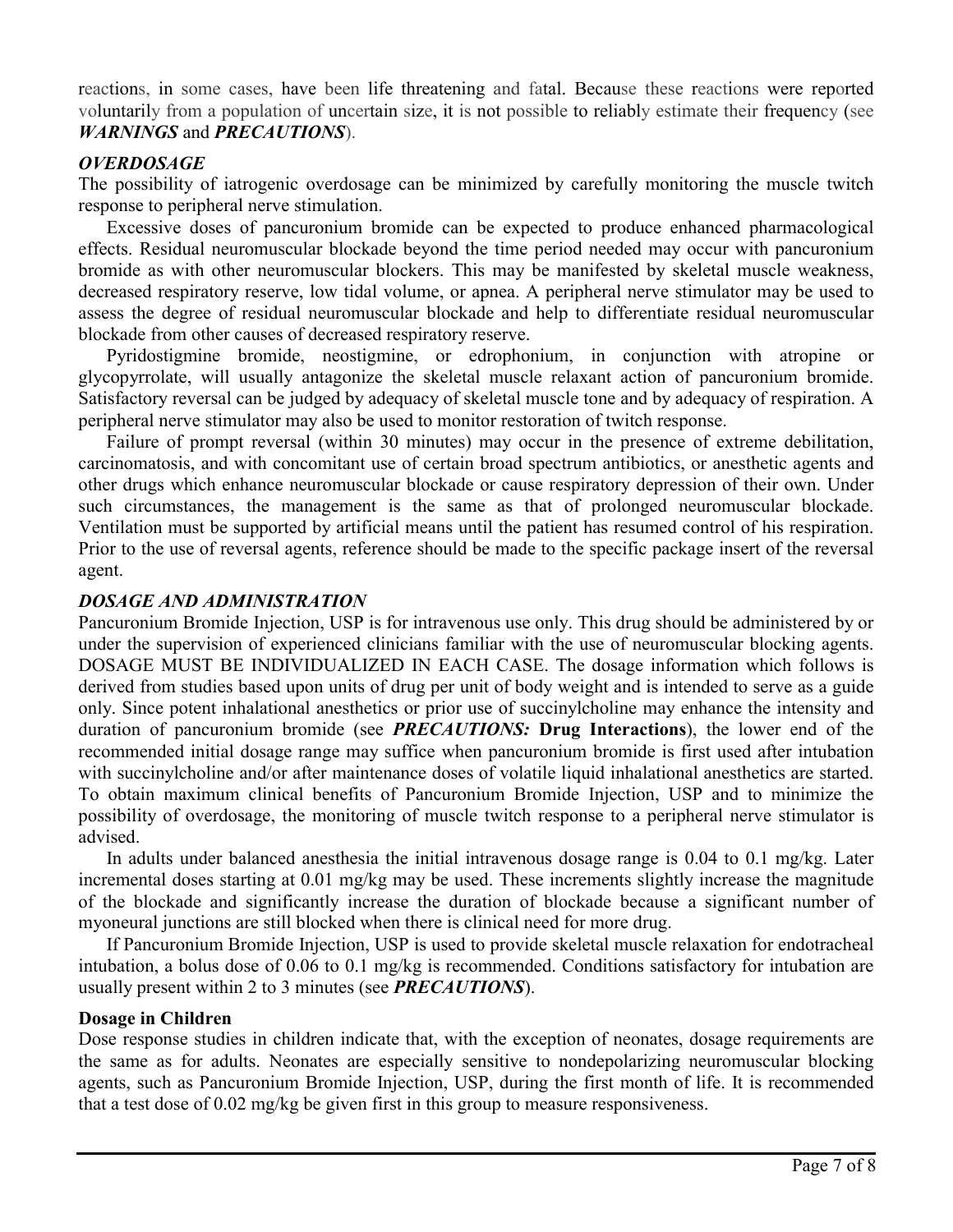reactions, in some cases, have been life threatening and fatal. Because these reactions were reported voluntarily from a population of uncertain size, it is not possible to reliably estimate their frequency (see ***WARNINGS*** and ***PRECAUTIONS***).

### *OVERDOSAGE*

The possibility of iatrogenic overdosage can be minimized by carefully monitoring the muscle twitch response to peripheral nerve stimulation.

Excessive doses of pancuronium bromide can be expected to produce enhanced pharmacological effects. Residual neuromuscular blockade beyond the time period needed may occur with pancuronium bromide as with other neuromuscular blockers. This may be manifested by skeletal muscle weakness, decreased respiratory reserve, low tidal volume, or apnea. A peripheral nerve stimulator may be used to assess the degree of residual neuromuscular blockade and help to differentiate residual neuromuscular blockade from other causes of decreased respiratory reserve.

Pyridostigmine bromide, neostigmine, or edrophonium, in conjunction with atropine or glycopyrrolate, will usually antagonize the skeletal muscle relaxant action of pancuronium bromide. Satisfactory reversal can be judged by adequacy of skeletal muscle tone and by adequacy of respiration. A peripheral nerve stimulator may also be used to monitor restoration of twitch response.

Failure of prompt reversal (within 30 minutes) may occur in the presence of extreme debilitation, carcinomatosis, and with concomitant use of certain broad spectrum antibiotics, or anesthetic agents and other drugs which enhance neuromuscular blockade or cause respiratory depression of their own. Under such circumstances, the management is the same as that of prolonged neuromuscular blockade. Ventilation must be supported by artificial means until the patient has resumed control of his respiration. Prior to the use of reversal agents, reference should be made to the specific package insert of the reversal agent.

### *DOSAGE AND ADMINISTRATION*

Pancuronium Bromide Injection, USP is for intravenous use only. This drug should be administered by or under the supervision of experienced clinicians familiar with the use of neuromuscular blocking agents. DOSAGE MUST BE INDIVIDUALIZED IN EACH CASE. The dosage information which follows is derived from studies based upon units of drug per unit of body weight and is intended to serve as a guide only. Since potent inhalational anesthetics or prior use of succinylcholine may enhance the intensity and duration of pancuronium bromide (see ***PRECAUTIONS:*** **Drug Interactions**), the lower end of the recommended initial dosage range may suffice when pancuronium bromide is first used after intubation with succinylcholine and/or after maintenance doses of volatile liquid inhalational anesthetics are started. To obtain maximum clinical benefits of Pancuronium Bromide Injection, USP and to minimize the possibility of overdosage, the monitoring of muscle twitch response to a peripheral nerve stimulator is advised.

In adults under balanced anesthesia the initial intravenous dosage range is 0.04 to 0.1 mg/kg. Later incremental doses starting at 0.01 mg/kg may be used. These increments slightly increase the magnitude of the blockade and significantly increase the duration of blockade because a significant number of myoneural junctions are still blocked when there is clinical need for more drug.

If Pancuronium Bromide Injection, USP is used to provide skeletal muscle relaxation for endotracheal intubation, a bolus dose of 0.06 to 0.1 mg/kg is recommended. Conditions satisfactory for intubation are usually present within 2 to 3 minutes (see ***PRECAUTIONS***).

#### Dosage in Children

Dose response studies in children indicate that, with the exception of neonates, dosage requirements are the same as for adults. Neonates are especially sensitive to nondepolarizing neuromuscular blocking agents, such as Pancuronium Bromide Injection, USP, during the first month of life. It is recommended that a test dose of 0.02 mg/kg be given first in this group to measure responsiveness.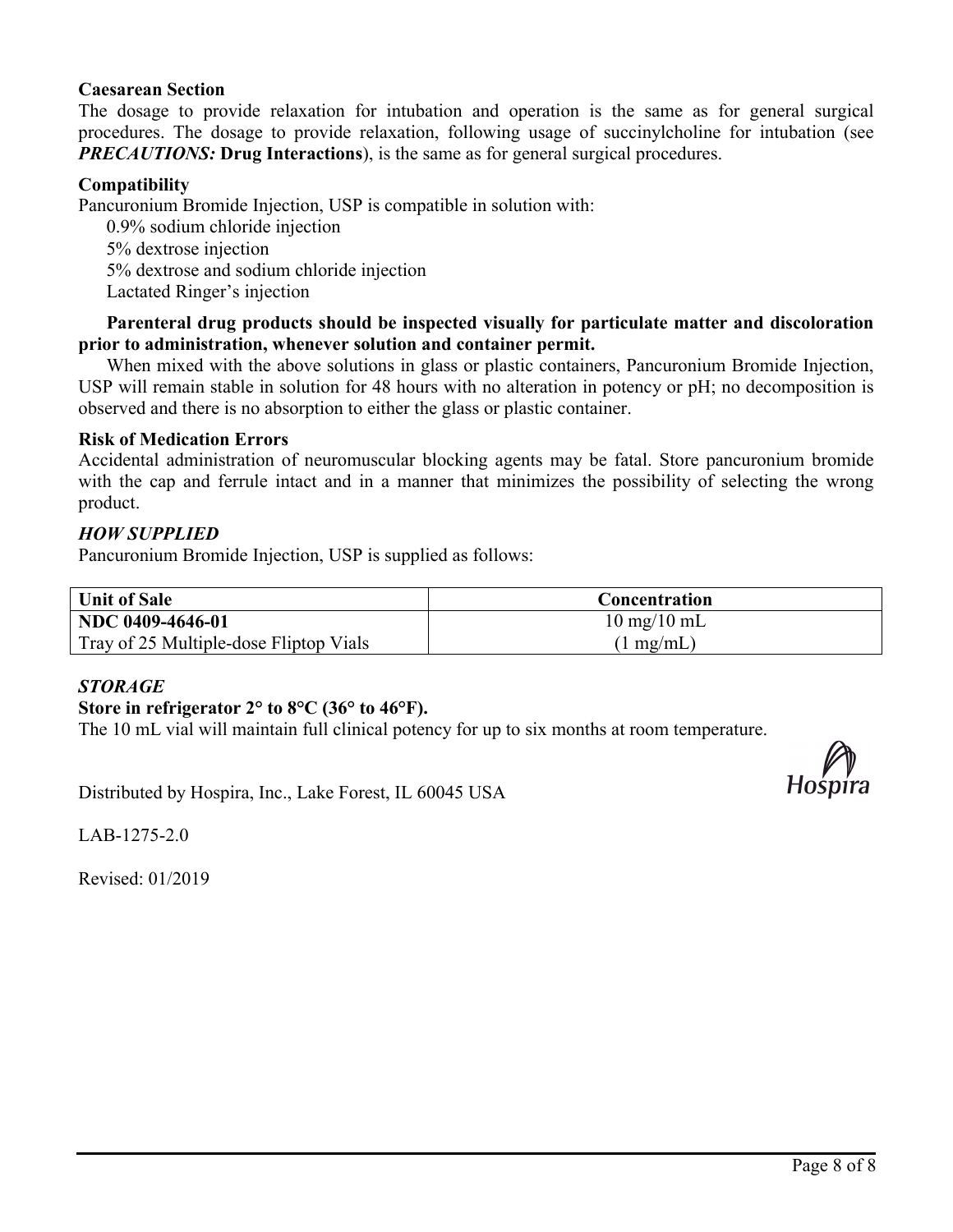**Caesarean Section**

The dosage to provide relaxation for intubation and operation is the same as for general surgical procedures. The dosage to provide relaxation, following usage of succinylcholine for intubation (see ***PRECAUTIONS:*** **Drug Interactions**), is the same as for general surgical procedures.

**Compatibility**

Pancuronium Bromide Injection, USP is compatible in solution with:

- 0.9% sodium chloride injection
- 5% dextrose injection
- 5% dextrose and sodium chloride injection
- Lactated Ringer's injection

**Parenteral drug products should be inspected visually for particulate matter and discoloration prior to administration, whenever solution and container permit.**

When mixed with the above solutions in glass or plastic containers, Pancuronium Bromide Injection, USP will remain stable in solution for 48 hours with no alteration in potency or pH; no decomposition is observed and there is no absorption to either the glass or plastic container.

**Risk of Medication Errors**

Accidental administration of neuromuscular blocking agents may be fatal. Store pancuronium bromide with the cap and ferrule intact and in a manner that minimizes the possibility of selecting the wrong product.

## *HOW SUPPLIED*

Pancuronium Bromide Injection, USP is supplied as follows:

| Unit of Sale | Concentration |
|---|---|
| **NDC 0409-4646-01**<br>Tray of 25 Multiple-dose Fliptop Vials | 10 mg/10 mL<br>(1 mg/mL) |

## *STORAGE*

**Store in refrigerator 2° to 8°C (36° to 46°F).**

The 10 mL vial will maintain full clinical potency for up to six months at room temperature.

Distributed by Hospira, Inc., Lake Forest, IL 60045 USA

Hospira

LAB-1275-2.0

Revised: 01/2019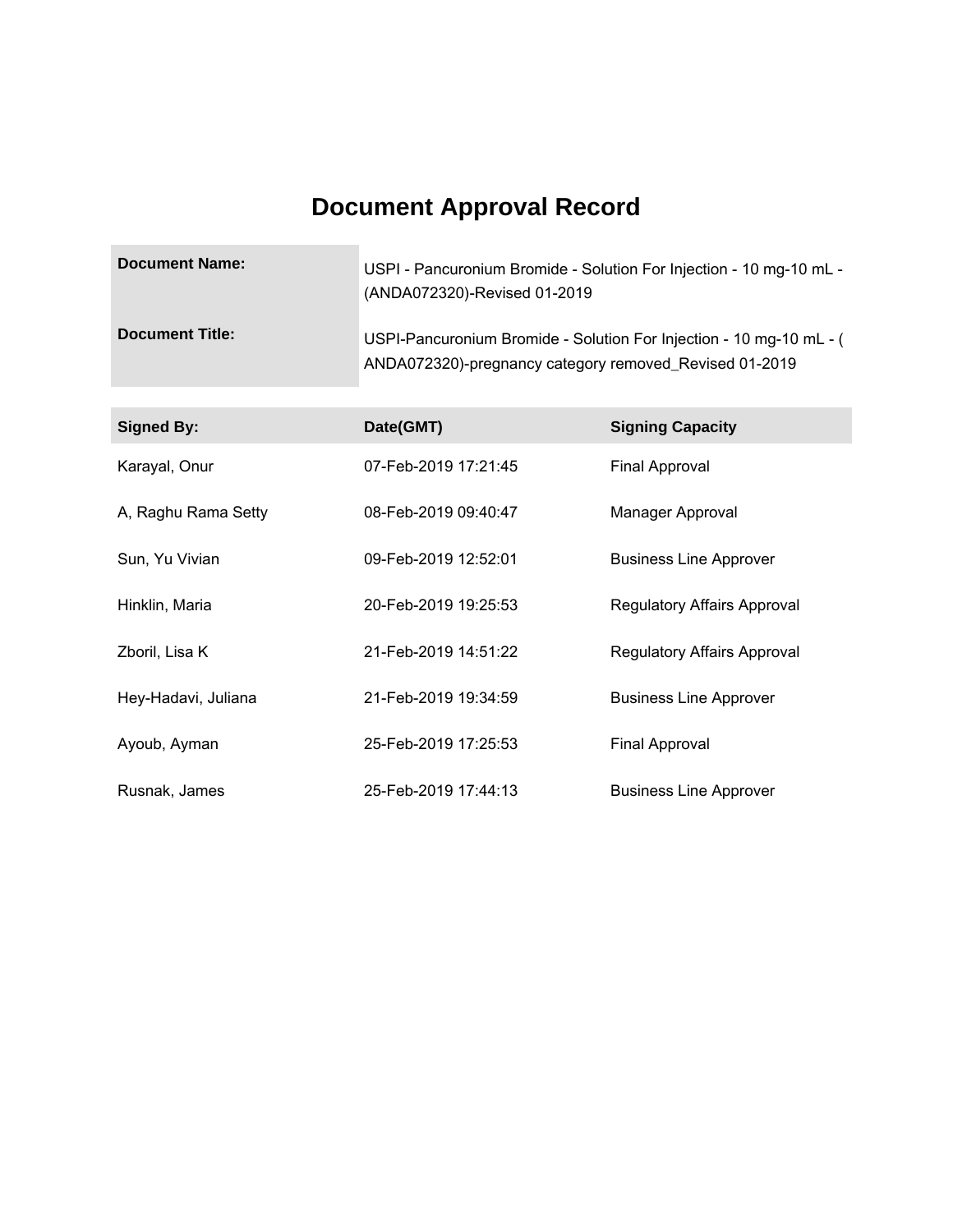# Document Approval Record

| | |
|---|---|
| **Document Name:** | USPI - Pancuronium Bromide - Solution For Injection - 10 mg-10 mL - (ANDA072320)-Revised 01-2019 |
| **Document Title:** | USPI-Pancuronium Bromide - Solution For Injection - 10 mg-10 mL - ( ANDA072320)-pregnancy category removed_Revised 01-2019 |

| Signed By: | Date(GMT) | Signing Capacity |
|---|---|---|
| Karayal, Onur | 07-Feb-2019 17:21:45 | Final Approval |
| A, Raghu Rama Setty | 08-Feb-2019 09:40:47 | Manager Approval |
| Sun, Yu Vivian | 09-Feb-2019 12:52:01 | Business Line Approver |
| Hinklin, Maria | 20-Feb-2019 19:25:53 | Regulatory Affairs Approval |
| Zboril, Lisa K | 21-Feb-2019 14:51:22 | Regulatory Affairs Approval |
| Hey-Hadavi, Juliana | 21-Feb-2019 19:34:59 | Business Line Approver |
| Ayoub, Ayman | 25-Feb-2019 17:25:53 | Final Approval |
| Rusnak, James | 25-Feb-2019 17:44:13 | Business Line Approver |